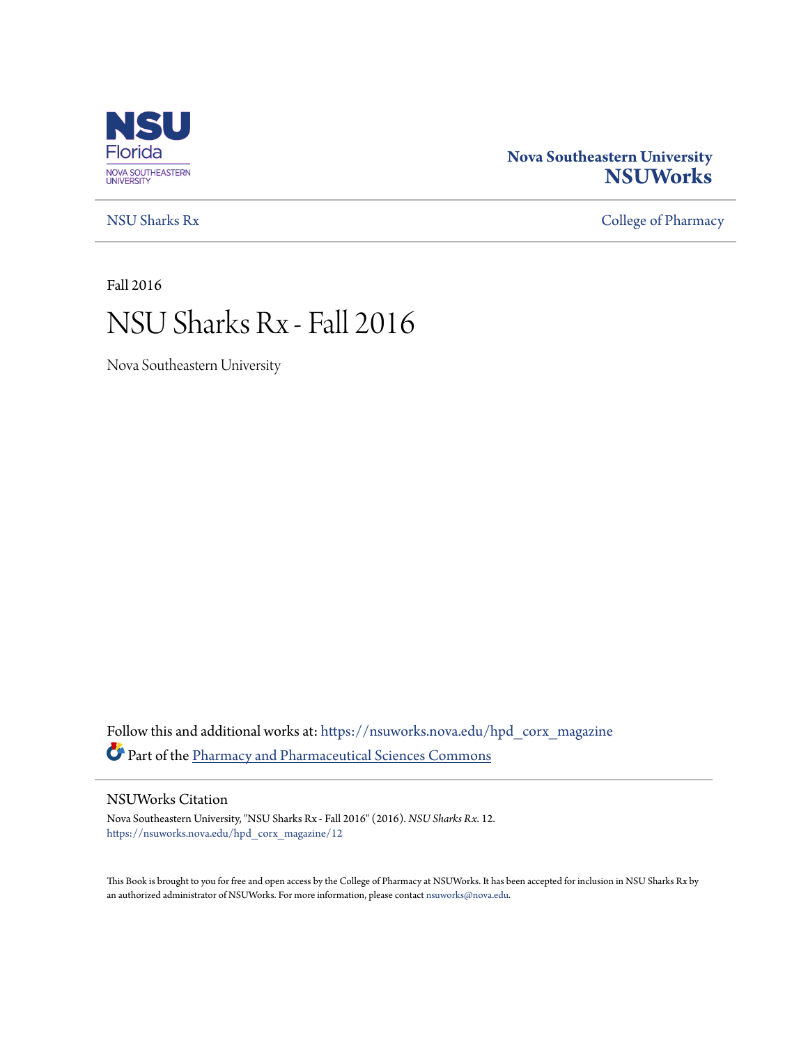Nova Southeastern University
**NSUWorks**

NSU Sharks Rx | College of Pharmacy

Fall 2016

# NSU Sharks Rx - Fall 2016

Nova Southeastern University

Follow this and additional works at: https://nsuworks.nova.edu/hpd_corx_magazine

Part of the Pharmacy and Pharmaceutical Sciences Commons

## NSUWorks Citation

Nova Southeastern University, "NSU Sharks Rx - Fall 2016" (2016). *NSU Sharks Rx*. 12.
https://nsuworks.nova.edu/hpd_corx_magazine/12

This Book is brought to you for free and open access by the College of Pharmacy at NSUWorks. It has been accepted for inclusion in NSU Sharks Rx by an authorized administrator of NSUWorks. For more information, please contact nsuworks@nova.edu.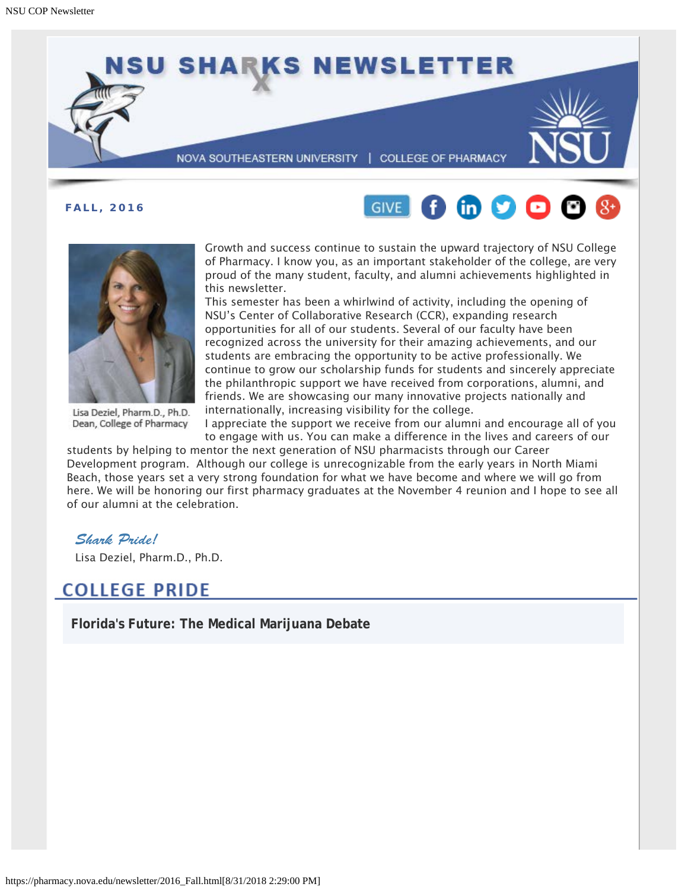# NSU SHARKS NEWSLETTER

NOVA SOUTHEASTERN UNIVERSITY | COLLEGE OF PHARMACY

**FALL, 2016**

GIVE

Lisa Deziel, Pharm.D., Ph.D.
Dean, College of Pharmacy

Growth and success continue to sustain the upward trajectory of NSU College of Pharmacy. I know you, as an important stakeholder of the college, are very proud of the many student, faculty, and alumni achievements highlighted in this newsletter.

This semester has been a whirlwind of activity, including the opening of NSU's Center of Collaborative Research (CCR), expanding research opportunities for all of our students. Several of our faculty have been recognized across the university for their amazing achievements, and our students are embracing the opportunity to be active professionally. We continue to grow our scholarship funds for students and sincerely appreciate the philanthropic support we have received from corporations, alumni, and friends. We are showcasing our many innovative projects nationally and internationally, increasing visibility for the college.

I appreciate the support we receive from our alumni and encourage all of you to engage with us. You can make a difference in the lives and careers of our students by helping to mentor the next generation of NSU pharmacists through our Career Development program. Although our college is unrecognizable from the early years in North Miami Beach, those years set a very strong foundation for what we have become and where we will go from here. We will be honoring our first pharmacy graduates at the November 4 reunion and I hope to see all of our alumni at the celebration.

*Shark Pride!*

Lisa Deziel, Pharm.D., Ph.D.

## COLLEGE PRIDE

**Florida's Future: The Medical Marijuana Debate**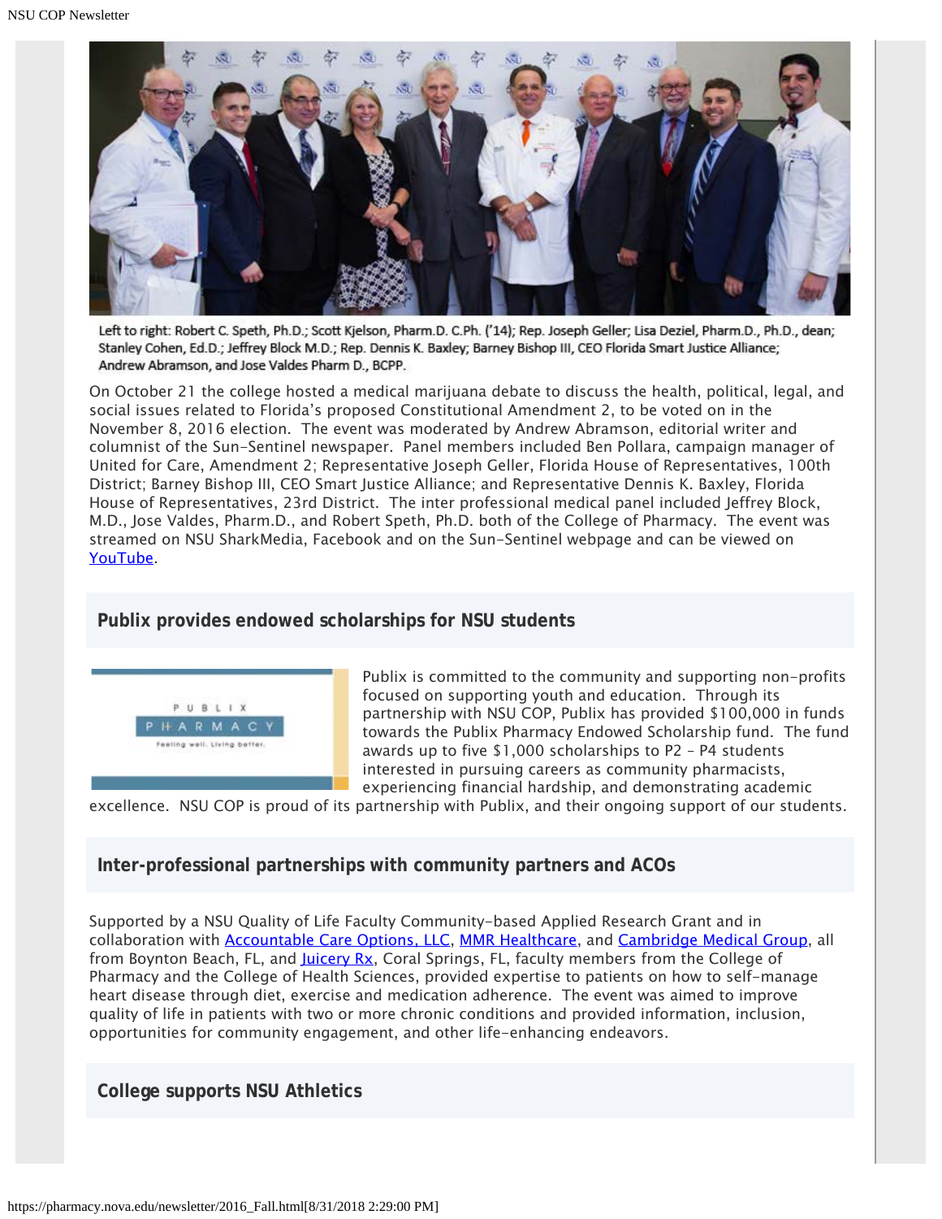Left to right: Robert C. Speth, Ph.D.; Scott Kjelson, Pharm.D. C.Ph. ('14); Rep. Joseph Geller; Lisa Deziel, Pharm.D., Ph.D., dean; Stanley Cohen, Ed.D.; Jeffrey Block M.D.; Rep. Dennis K. Baxley; Barney Bishop III, CEO Florida Smart Justice Alliance; Andrew Abramson, and Jose Valdes Pharm D., BCPP.

On October 21 the college hosted a medical marijuana debate to discuss the health, political, legal, and social issues related to Florida's proposed Constitutional Amendment 2, to be voted on in the November 8, 2016 election. The event was moderated by Andrew Abramson, editorial writer and columnist of the Sun-Sentinel newspaper. Panel members included Ben Pollara, campaign manager of United for Care, Amendment 2; Representative Joseph Geller, Florida House of Representatives, 100th District; Barney Bishop III, CEO Smart Justice Alliance; and Representative Dennis K. Baxley, Florida House of Representatives, 23rd District. The inter professional medical panel included Jeffrey Block, M.D., Jose Valdes, Pharm.D., and Robert Speth, Ph.D. both of the College of Pharmacy. The event was streamed on NSU SharkMedia, Facebook and on the Sun-Sentinel webpage and can be viewed on YouTube.

## Publix provides endowed scholarships for NSU students

PUBLIX PHARMACY Feeling well. Living better.

Publix is committed to the community and supporting non-profits focused on supporting youth and education. Through its partnership with NSU COP, Publix has provided $100,000 in funds towards the Publix Pharmacy Endowed Scholarship fund. The fund awards up to five $1,000 scholarships to P2 – P4 students interested in pursuing careers as community pharmacists, experiencing financial hardship, and demonstrating academic excellence. NSU COP is proud of its partnership with Publix, and their ongoing support of our students.

## Inter-professional partnerships with community partners and ACOs

Supported by a NSU Quality of Life Faculty Community-based Applied Research Grant and in collaboration with Accountable Care Options, LLC, MMR Healthcare, and Cambridge Medical Group, all from Boynton Beach, FL, and Juicery Rx, Coral Springs, FL, faculty members from the College of Pharmacy and the College of Health Sciences, provided expertise to patients on how to self-manage heart disease through diet, exercise and medication adherence. The event was aimed to improve quality of life in patients with two or more chronic conditions and provided information, inclusion, opportunities for community engagement, and other life-enhancing endeavors.

## College supports NSU Athletics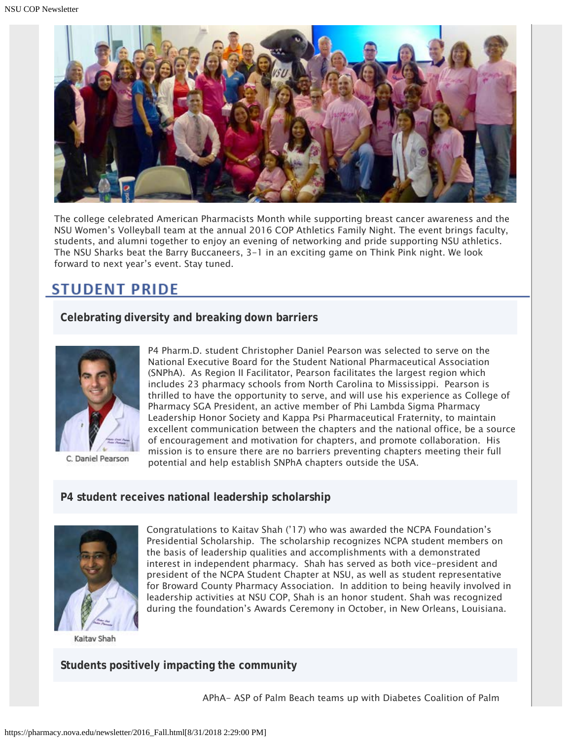The college celebrated American Pharmacists Month while supporting breast cancer awareness and the NSU Women's Volleyball team at the annual 2016 COP Athletics Family Night. The event brings faculty, students, and alumni together to enjoy an evening of networking and pride supporting NSU athletics. The NSU Sharks beat the Barry Buccaneers, 3-1 in an exciting game on Think Pink night. We look forward to next year's event. Stay tuned.

## STUDENT PRIDE

### Celebrating diversity and breaking down barriers

C. Daniel Pearson

P4 Pharm.D. student Christopher Daniel Pearson was selected to serve on the National Executive Board for the Student National Pharmaceutical Association (SNPhA). As Region II Facilitator, Pearson facilitates the largest region which includes 23 pharmacy schools from North Carolina to Mississippi. Pearson is thrilled to have the opportunity to serve, and will use his experience as College of Pharmacy SGA President, an active member of Phi Lambda Sigma Pharmacy Leadership Honor Society and Kappa Psi Pharmaceutical Fraternity, to maintain excellent communication between the chapters and the national office, be a source of encouragement and motivation for chapters, and promote collaboration. His mission is to ensure there are no barriers preventing chapters meeting their full potential and help establish SNPhA chapters outside the USA.

### P4 student receives national leadership scholarship

Kaitav Shah

Congratulations to Kaitav Shah ('17) who was awarded the NCPA Foundation's Presidential Scholarship. The scholarship recognizes NCPA student members on the basis of leadership qualities and accomplishments with a demonstrated interest in independent pharmacy. Shah has served as both vice-president and president of the NCPA Student Chapter at NSU, as well as student representative for Broward County Pharmacy Association. In addition to being heavily involved in leadership activities at NSU COP, Shah is an honor student. Shah was recognized during the foundation's Awards Ceremony in October, in New Orleans, Louisiana.

### Students positively impacting the community

APhA- ASP of Palm Beach teams up with Diabetes Coalition of Palm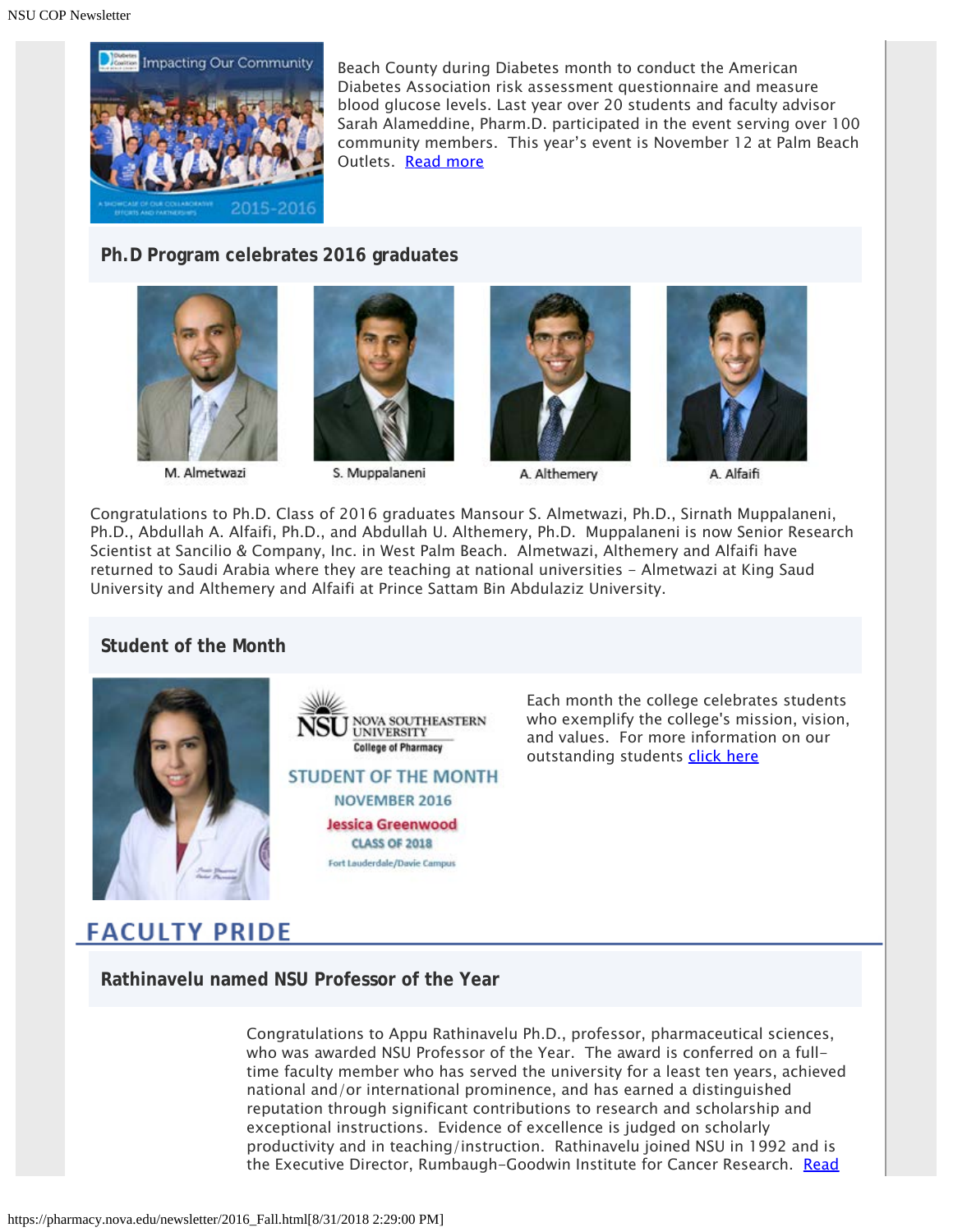Beach County during Diabetes month to conduct the American Diabetes Association risk assessment questionnaire and measure blood glucose levels. Last year over 20 students and faculty advisor Sarah Alameddine, Pharm.D. participated in the event serving over 100 community members. This year's event is November 12 at Palm Beach Outlets. Read more

### Ph.D Program celebrates 2016 graduates

M. Almetwazi

S. Muppalaneni

A. Althemery

A. Alfaifi

Congratulations to Ph.D. Class of 2016 graduates Mansour S. Almetwazi, Ph.D., Sirnath Muppalaneni, Ph.D., Abdullah A. Alfaifi, Ph.D., and Abdullah U. Althemery, Ph.D. Muppalaneni is now Senior Research Scientist at Sancilio & Company, Inc. in West Palm Beach. Almetwazi, Althemery and Alfaifi have returned to Saudi Arabia where they are teaching at national universities - Almetwazi at King Saud University and Althemery and Alfaifi at Prince Sattam Bin Abdulaziz University.

### Student of the Month

NSU NOVA SOUTHEASTERN UNIVERSITY
College of Pharmacy

STUDENT OF THE MONTH
NOVEMBER 2016
Jessica Greenwood
CLASS OF 2018
Fort Lauderdale/Davie Campus

Each month the college celebrates students who exemplify the college's mission, vision, and values. For more information on our outstanding students click here

## FACULTY PRIDE

### Rathinavelu named NSU Professor of the Year

Congratulations to Appu Rathinavelu Ph.D., professor, pharmaceutical sciences, who was awarded NSU Professor of the Year. The award is conferred on a full-time faculty member who has served the university for a least ten years, achieved national and/or international prominence, and has earned a distinguished reputation through significant contributions to research and scholarship and exceptional instructions. Evidence of excellence is judged on scholarly productivity and in teaching/instruction. Rathinavelu joined NSU in 1992 and is the Executive Director, Rumbaugh-Goodwin Institute for Cancer Research. Read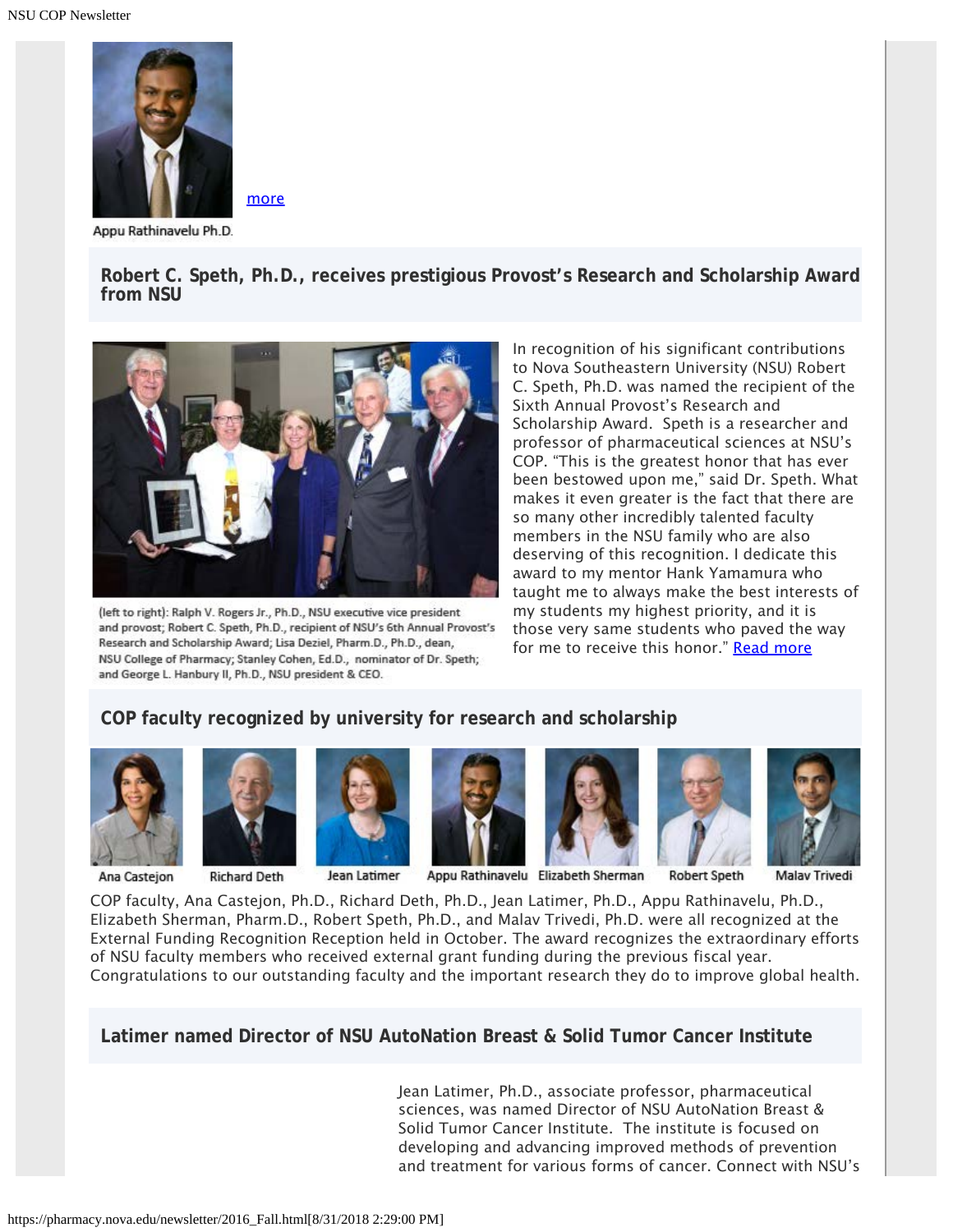more

Appu Rathinavelu Ph.D.

## Robert C. Speth, Ph.D., receives prestigious Provost's Research and Scholarship Award from NSU

(left to right): Ralph V. Rogers Jr., Ph.D., NSU executive vice president and provost; Robert C. Speth, Ph.D., recipient of NSU's 6th Annual Provost's Research and Scholarship Award; Lisa Deziel, Pharm.D., Ph.D., dean, NSU College of Pharmacy; Stanley Cohen, Ed.D., nominator of Dr. Speth; and George L. Hanbury II, Ph.D., NSU president & CEO.

In recognition of his significant contributions to Nova Southeastern University (NSU) Robert C. Speth, Ph.D. was named the recipient of the Sixth Annual Provost's Research and Scholarship Award. Speth is a researcher and professor of pharmaceutical sciences at NSU's COP. "This is the greatest honor that has ever been bestowed upon me," said Dr. Speth. What makes it even greater is the fact that there are so many other incredibly talented faculty members in the NSU family who are also deserving of this recognition. I dedicate this award to my mentor Hank Yamamura who taught me to always make the best interests of my students my highest priority, and it is those very same students who paved the way for me to receive this honor." Read more

## COP faculty recognized by university for research and scholarship

Ana Castejon | Richard Deth | Jean Latimer | Appu Rathinavelu | Elizabeth Sherman | Robert Speth | Malav Trivedi

COP faculty, Ana Castejon, Ph.D., Richard Deth, Ph.D., Jean Latimer, Ph.D., Appu Rathinavelu, Ph.D., Elizabeth Sherman, Pharm.D., Robert Speth, Ph.D., and Malav Trivedi, Ph.D. were all recognized at the External Funding Recognition Reception held in October. The award recognizes the extraordinary efforts of NSU faculty members who received external grant funding during the previous fiscal year. Congratulations to our outstanding faculty and the important research they do to improve global health.

## Latimer named Director of NSU AutoNation Breast & Solid Tumor Cancer Institute

Jean Latimer, Ph.D., associate professor, pharmaceutical sciences, was named Director of NSU AutoNation Breast & Solid Tumor Cancer Institute. The institute is focused on developing and advancing improved methods of prevention and treatment for various forms of cancer. Connect with NSU's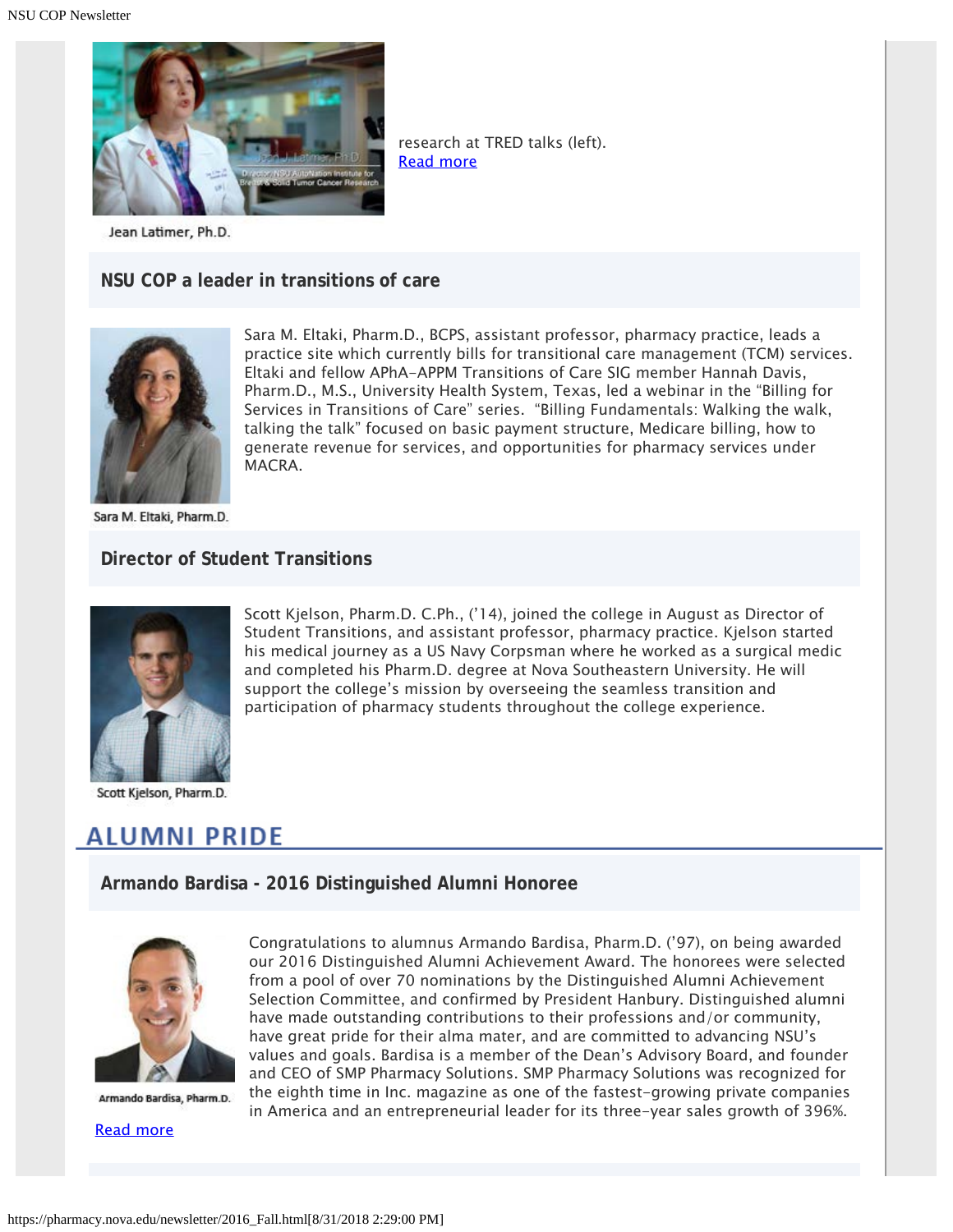research at TRED talks (left).
Read more

Jean Latimer, Ph.D.

### NSU COP a leader in transitions of care

Sara M. Eltaki, Pharm.D., BCPS, assistant professor, pharmacy practice, leads a practice site which currently bills for transitional care management (TCM) services. Eltaki and fellow APhA-APPM Transitions of Care SIG member Hannah Davis, Pharm.D., M.S., University Health System, Texas, led a webinar in the "Billing for Services in Transitions of Care" series. "Billing Fundamentals: Walking the walk, talking the talk" focused on basic payment structure, Medicare billing, how to generate revenue for services, and opportunities for pharmacy services under MACRA.

Sara M. Eltaki, Pharm.D.

### Director of Student Transitions

Scott Kjelson, Pharm.D. C.Ph., ('14), joined the college in August as Director of Student Transitions, and assistant professor, pharmacy practice. Kjelson started his medical journey as a US Navy Corpsman where he worked as a surgical medic and completed his Pharm.D. degree at Nova Southeastern University. He will support the college's mission by overseeing the seamless transition and participation of pharmacy students throughout the college experience.

Scott Kjelson, Pharm.D.

## ALUMNI PRIDE

### Armando Bardisa - 2016 Distinguished Alumni Honoree

Congratulations to alumnus Armando Bardisa, Pharm.D. ('97), on being awarded our 2016 Distinguished Alumni Achievement Award. The honorees were selected from a pool of over 70 nominations by the Distinguished Alumni Achievement Selection Committee, and confirmed by President Hanbury. Distinguished alumni have made outstanding contributions to their professions and/or community, have great pride for their alma mater, and are committed to advancing NSU's values and goals. Bardisa is a member of the Dean's Advisory Board, and founder and CEO of SMP Pharmacy Solutions. SMP Pharmacy Solutions was recognized for the eighth time in Inc. magazine as one of the fastest-growing private companies in America and an entrepreneurial leader for its three-year sales growth of 396%.

Armando Bardisa, Pharm.D.

Read more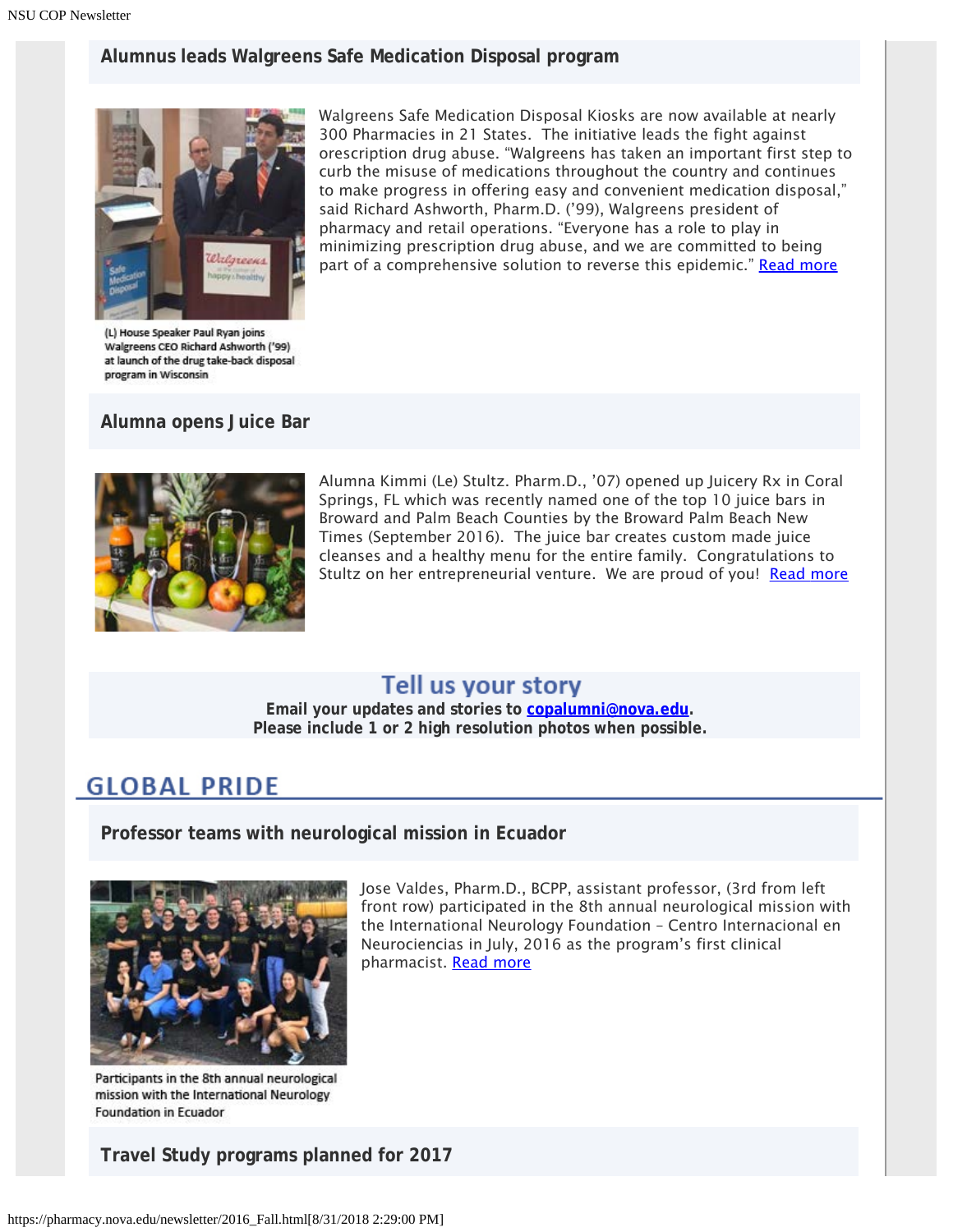## Alumnus leads Walgreens Safe Medication Disposal program

(L) House Speaker Paul Ryan joins Walgreens CEO Richard Ashworth ('99) at launch of the drug take-back disposal program in Wisconsin

Walgreens Safe Medication Disposal Kiosks are now available at nearly 300 Pharmacies in 21 States. The initiative leads the fight against orescription drug abuse. "Walgreens has taken an important first step to curb the misuse of medications throughout the country and continues to make progress in offering easy and convenient medication disposal," said Richard Ashworth, Pharm.D. ('99), Walgreens president of pharmacy and retail operations. "Everyone has a role to play in minimizing prescription drug abuse, and we are committed to being part of a comprehensive solution to reverse this epidemic." Read more

## Alumna opens Juice Bar

Alumna Kimmi (Le) Stultz. Pharm.D., '07) opened up Juicery Rx in Coral Springs, FL which was recently named one of the top 10 juice bars in Broward and Palm Beach Counties by the Broward Palm Beach New Times (September 2016). The juice bar creates custom made juice cleanses and a healthy menu for the entire family. Congratulations to Stultz on her entrepreneurial venture. We are proud of you! Read more

## Tell us your story

**Email your updates and stories to copalumni@nova.edu.**
**Please include 1 or 2 high resolution photos when possible.**

# GLOBAL PRIDE

## Professor teams with neurological mission in Ecuador

Jose Valdes, Pharm.D., BCPP, assistant professor, (3rd from left front row) participated in the 8th annual neurological mission with the International Neurology Foundation – Centro Internacional en Neurociencias in July, 2016 as the program's first clinical pharmacist. Read more

Participants in the 8th annual neurological mission with the International Neurology Foundation in Ecuador

## Travel Study programs planned for 2017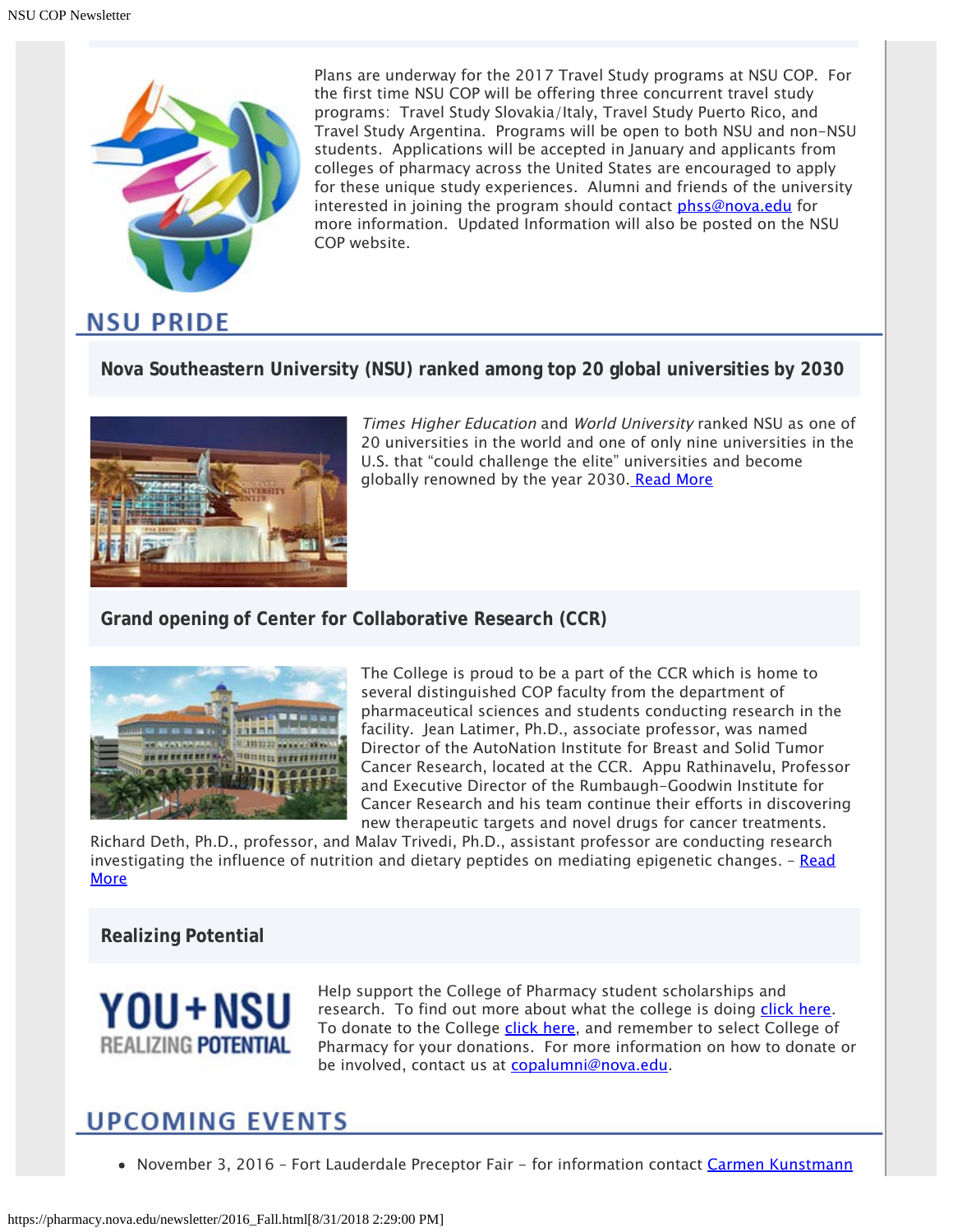Plans are underway for the 2017 Travel Study programs at NSU COP. For the first time NSU COP will be offering three concurrent travel study programs: Travel Study Slovakia/Italy, Travel Study Puerto Rico, and Travel Study Argentina. Programs will be open to both NSU and non-NSU students. Applications will be accepted in January and applicants from colleges of pharmacy across the United States are encouraged to apply for these unique study experiences. Alumni and friends of the university interested in joining the program should contact phss@nova.edu for more information. Updated Information will also be posted on the NSU COP website.

## NSU PRIDE

### Nova Southeastern University (NSU) ranked among top 20 global universities by 2030

*Times Higher Education* and *World University* ranked NSU as one of 20 universities in the world and one of only nine universities in the U.S. that "could challenge the elite" universities and become globally renowned by the year 2030. Read More

### Grand opening of Center for Collaborative Research (CCR)

The College is proud to be a part of the CCR which is home to several distinguished COP faculty from the department of pharmaceutical sciences and students conducting research in the facility. Jean Latimer, Ph.D., associate professor, was named Director of the AutoNation Institute for Breast and Solid Tumor Cancer Research, located at the CCR. Appu Rathinavelu, Professor and Executive Director of the Rumbaugh-Goodwin Institute for Cancer Research and his team continue their efforts in discovering new therapeutic targets and novel drugs for cancer treatments. Richard Deth, Ph.D., professor, and Malav Trivedi, Ph.D., assistant professor are conducting research investigating the influence of nutrition and dietary peptides on mediating epigenetic changes. – Read More

### Realizing Potential

YOU+NSU REALIZING POTENTIAL

Help support the College of Pharmacy student scholarships and research. To find out more about what the college is doing click here. To donate to the College click here, and remember to select College of Pharmacy for your donations. For more information on how to donate or be involved, contact us at copalumni@nova.edu.

## UPCOMING EVENTS

- November 3, 2016 – Fort Lauderdale Preceptor Fair – for information contact Carmen Kunstmann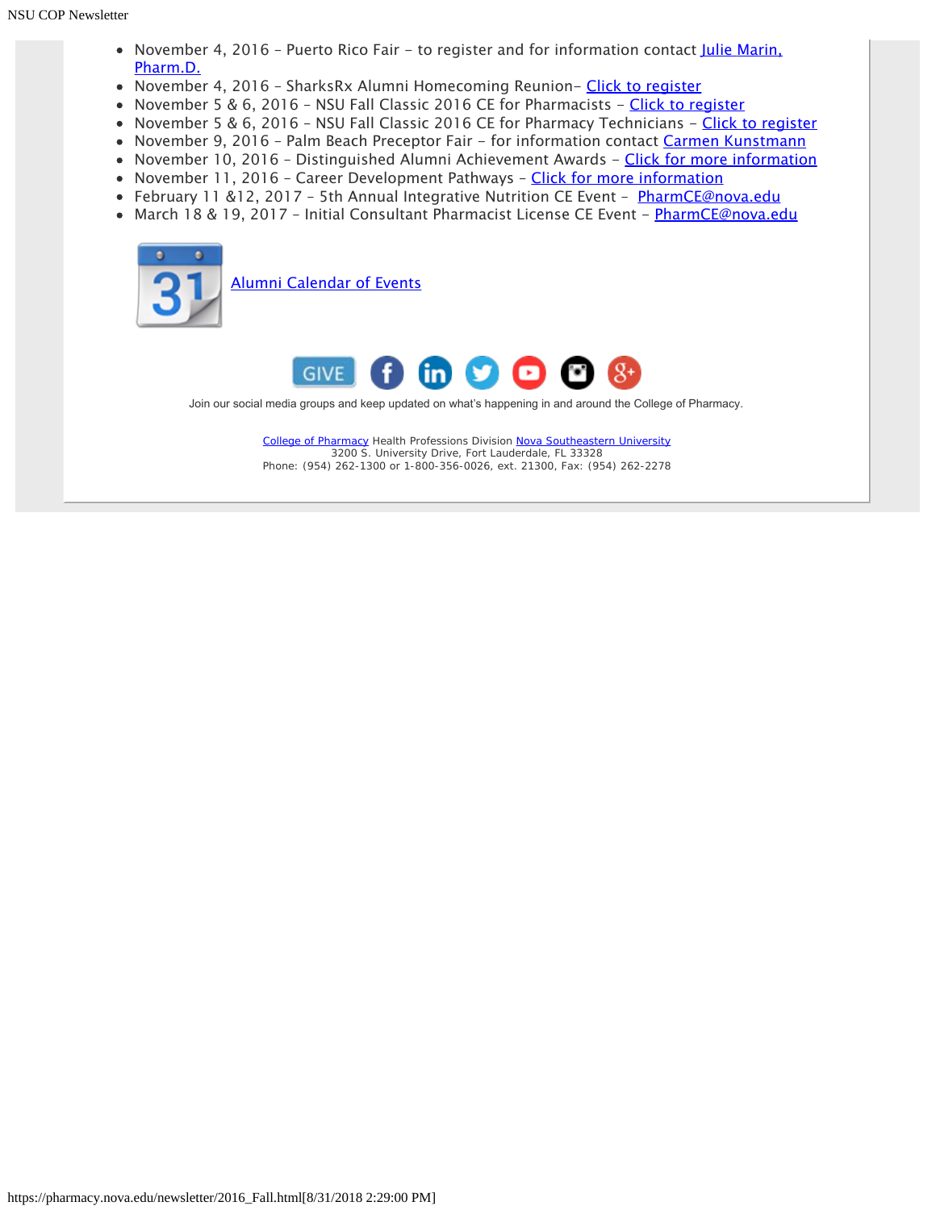- November 4, 2016 – Puerto Rico Fair – to register and for information contact Julie Marin, Pharm.D.
- November 4, 2016 – SharksRx Alumni Homecoming Reunion– Click to register
- November 5 & 6, 2016 – NSU Fall Classic 2016 CE for Pharmacists – Click to register
- November 5 & 6, 2016 – NSU Fall Classic 2016 CE for Pharmacy Technicians – Click to register
- November 9, 2016 – Palm Beach Preceptor Fair – for information contact Carmen Kunstmann
- November 10, 2016 – Distinguished Alumni Achievement Awards – Click for more information
- November 11, 2016 – Career Development Pathways – Click for more information
- February 11 &12, 2017 – 5th Annual Integrative Nutrition CE Event – PharmCE@nova.edu
- March 18 & 19, 2017 – Initial Consultant Pharmacist License CE Event – PharmCE@nova.edu

Alumni Calendar of Events

GIVE

Join our social media groups and keep updated on what's happening in and around the College of Pharmacy.

College of Pharmacy Health Professions Division Nova Southeastern University
3200 S. University Drive, Fort Lauderdale, FL 33328
Phone: (954) 262-1300 or 1-800-356-0026, ext. 21300, Fax: (954) 262-2278